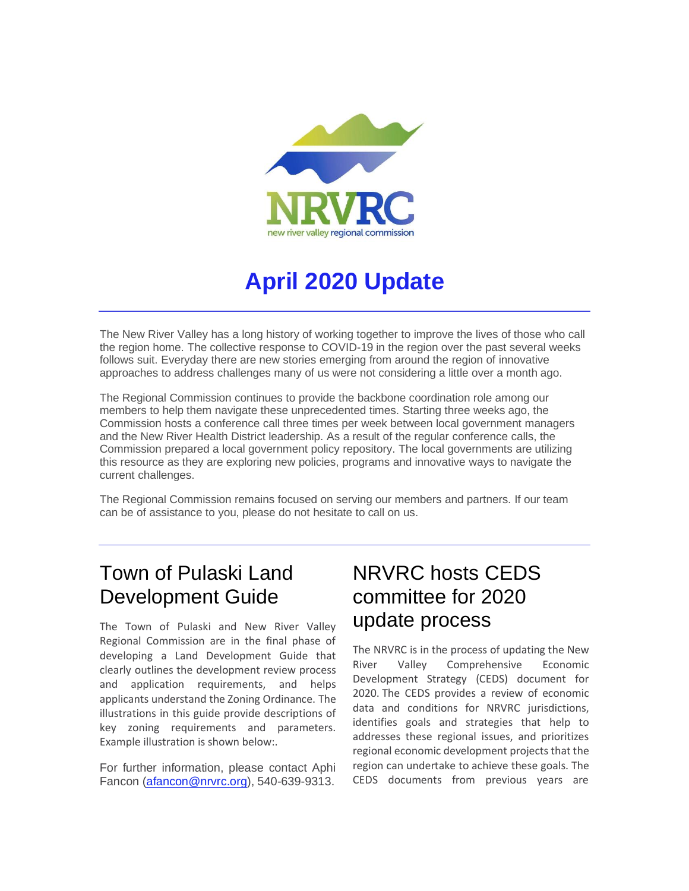NRVRC

new river valley regional commission

# April 2020 Update

The New River Valley has a long history of working together to improve the lives of those who call the region home. The collective response to COVID-19 in the region over the past several weeks follows suit. Everyday there are new stories emerging from around the region of innovative approaches to address challenges many of us were not considering a little over a month ago.

The Regional Commission continues to provide the backbone coordination role among our members to help them navigate these unprecedented times. Starting three weeks ago, the Commission hosts a conference call three times per week between local government managers and the New River Health District leadership. As a result of the regular conference calls, the Commission prepared a local government policy repository. The local governments are utilizing this resource as they are exploring new policies, programs and innovative ways to navigate the current challenges.

The Regional Commission remains focused on serving our members and partners. If our team can be of assistance to you, please do not hesitate to call on us.

## Town of Pulaski Land Development Guide

The Town of Pulaski and New River Valley Regional Commission are in the final phase of developing a Land Development Guide that clearly outlines the development review process and application requirements, and helps applicants understand the Zoning Ordinance. The illustrations in this guide provide descriptions of key zoning requirements and parameters. Example illustration is shown below:.

For further information, please contact Aphi Fancon (afancon@nrvrc.org), 540-639-9313.

## NRVRC hosts CEDS committee for 2020 update process

The NRVRC is in the process of updating the New River Valley Comprehensive Economic Development Strategy (CEDS) document for 2020. The CEDS provides a review of economic data and conditions for NRVRC jurisdictions, identifies goals and strategies that help to addresses these regional issues, and prioritizes regional economic development projects that the region can undertake to achieve these goals. The CEDS documents from previous years are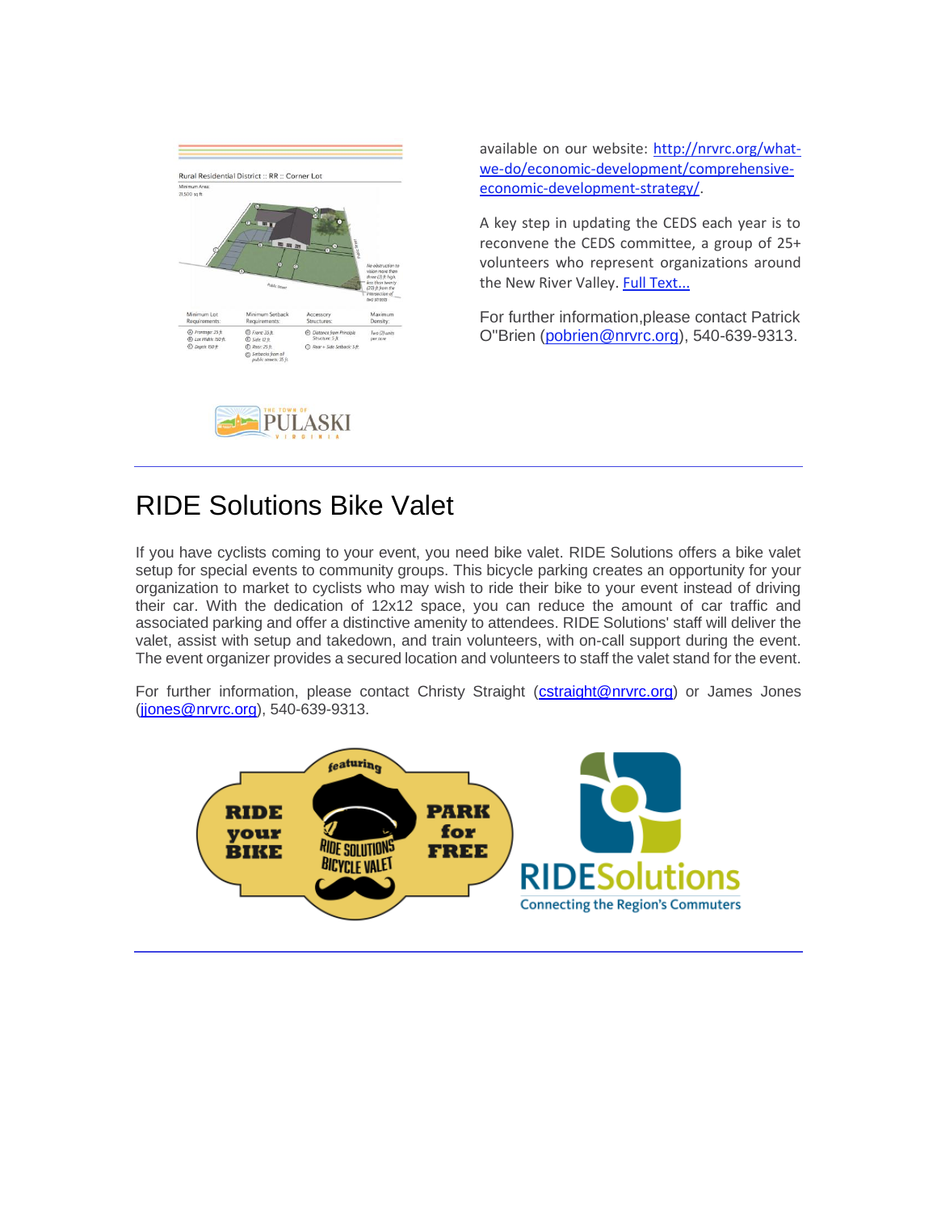available on our website: [http://nrvrc.org/what-we-do/economic-development/comprehensive-economic-development-strategy/](http://nrvrc.org/what-we-do/economic-development/comprehensive-economic-development-strategy/).

A key step in updating the CEDS each year is to reconvene the CEDS committee, a group of 25+ volunteers who represent organizations around the New River Valley. [Full Text...]()

For further information,please contact Patrick O"Brien ([pobrien@nrvrc.org](mailto:pobrien@nrvrc.org)), 540-639-9313.

---

## RIDE Solutions Bike Valet

If you have cyclists coming to your event, you need bike valet. RIDE Solutions offers a bike valet setup for special events to community groups. This bicycle parking creates an opportunity for your organization to market to cyclists who may wish to ride their bike to your event instead of driving their car. With the dedication of 12x12 space, you can reduce the amount of car traffic and associated parking and offer a distinctive amenity to attendees. RIDE Solutions' staff will deliver the valet, assist with setup and takedown, and train volunteers, with on-call support during the event. The event organizer provides a secured location and volunteers to staff the valet stand for the event.

For further information, please contact Christy Straight ([cstraight@nrvrc.org](mailto:cstraight@nrvrc.org)) or James Jones ([jjones@nrvrc.org](mailto:jjones@nrvrc.org)), 540-639-9313.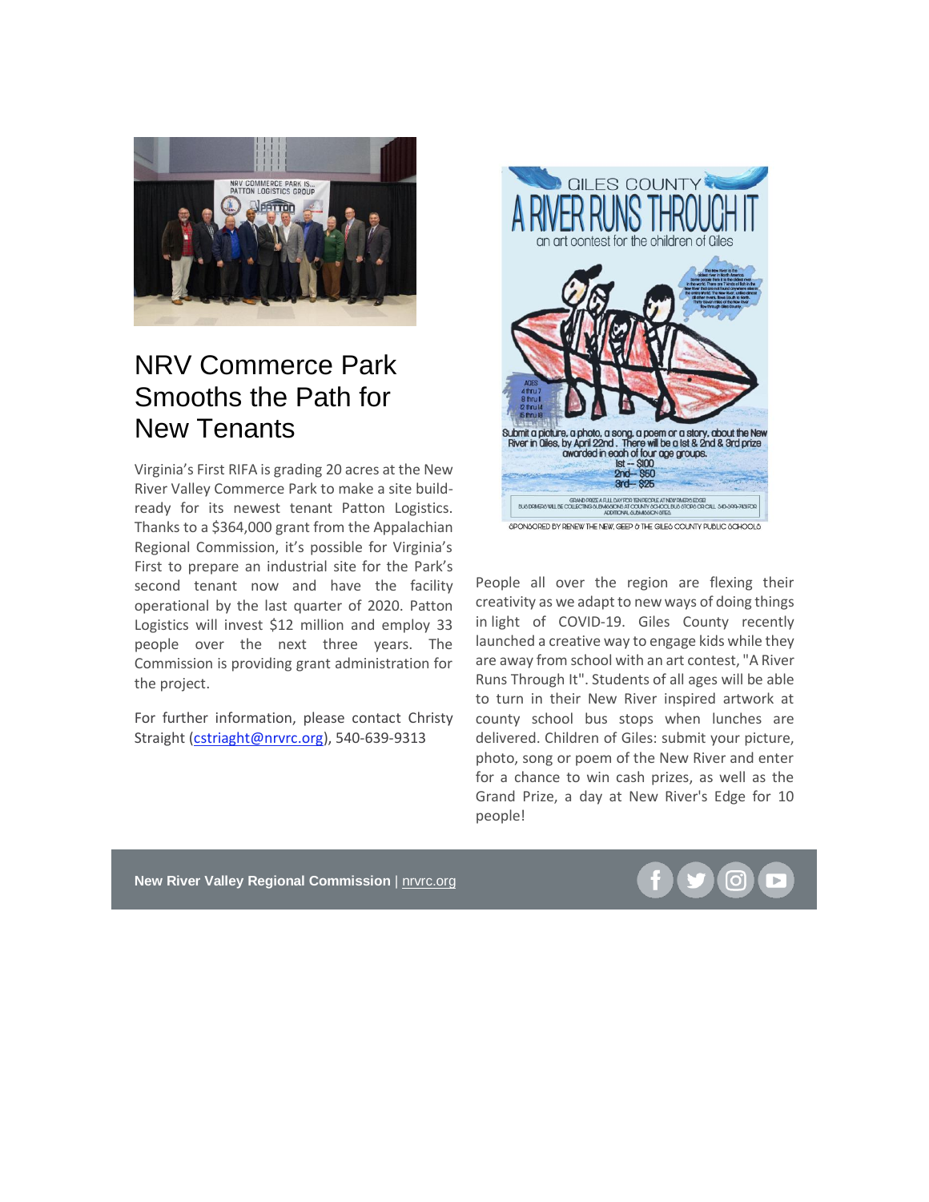# NRV Commerce Park Smooths the Path for New Tenants

Virginia's First RIFA is grading 20 acres at the New River Valley Commerce Park to make a site build-ready for its newest tenant Patton Logistics. Thanks to a $364,000 grant from the Appalachian Regional Commission, it's possible for Virginia's First to prepare an industrial site for the Park's second tenant now and have the facility operational by the last quarter of 2020. Patton Logistics will invest $12 million and employ 33 people over the next three years. The Commission is providing grant administration for the project.

For further information, please contact Christy Straight (cstriaght@nrvrc.org), 540-639-9313

People all over the region are flexing their creativity as we adapt to new ways of doing things in light of COVID-19. Giles County recently launched a creative way to engage kids while they are away from school with an art contest, "A River Runs Through It". Students of all ages will be able to turn in their New River inspired artwork at county school bus stops when lunches are delivered. Children of Giles: submit your picture, photo, song or poem of the New River and enter for a chance to win cash prizes, as well as the Grand Prize, a day at New River's Edge for 10 people!

**New River Valley Regional Commission** | nrvrc.org